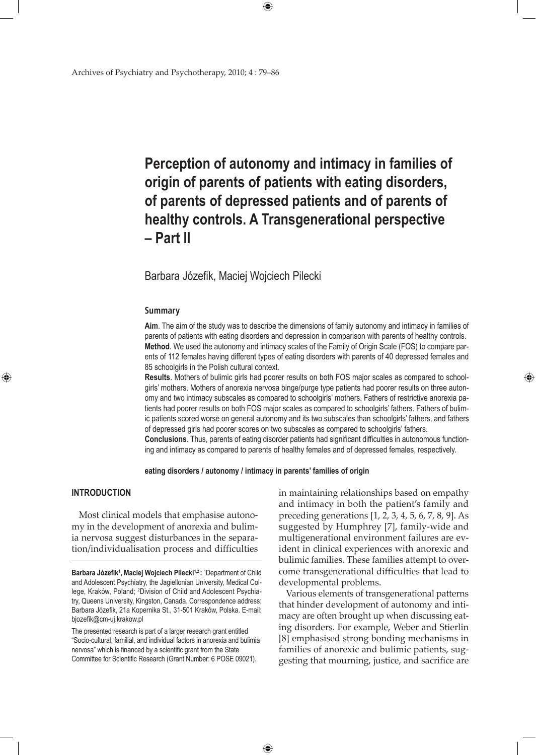# Perception of autonomy and intimacy in families of origin of parents of patients with eating disorders, of parents of depressed patients and of parents of healthy controls. A Transgenerational perspective – Part II

Barbara Józefik, Maciej Wojciech Pilecki

## Summary

**Aim**. The aim of the study was to describe the dimensions of family autonomy and intimacy in families of parents of patients with eating disorders and depression in comparison with parents of healthy controls.

**Method**. We used the autonomy and intimacy scales of the Family of Origin Scale (FOS) to compare parents of 112 females having different types of eating disorders with parents of 40 depressed females and 85 schoolgirls in the Polish cultural context.

**Results**. Mothers of bulimic girls had poorer results on both FOS major scales as compared to schoolgirls' mothers. Mothers of anorexia nervosa binge/purge type patients had poorer results on three autonomy and two intimacy subscales as compared to schoolgirls' mothers. Fathers of restrictive anorexia patients had poorer results on both FOS major scales as compared to schoolgirls' fathers. Fathers of bulimic patients scored worse on general autonomy and its two subscales than schoolgirls' fathers, and fathers of depressed girls had poorer scores on two subscales as compared to schoolgirls' fathers.

**Conclusions**. Thus, parents of eating disorder patients had significant difficulties in autonomous functioning and intimacy as compared to parents of healthy females and of depressed females, respectively.

**eating disorders / autonomy / intimacy in parents' families of origin**

## INTRODUCTION

Most clinical models that emphasise autonomy in the development of anorexia and bulimia nervosa suggest disturbances in the separation/individualisation process and difficulties in maintaining relationships based on empathy and intimacy in both the patient's family and preceding generations [1, 2, 3, 4, 5, 6, 7, 8, 9]. As suggested by Humphrey [7], family-wide and multigenerational environment failures are evident in clinical experiences with anorexic and bulimic families. These families attempt to overcome transgenerational difficulties that lead to developmental problems.

Various elements of transgenerational patterns that hinder development of autonomy and intimacy are often brought up when discussing eating disorders. For example, Weber and Stierlin [8] emphasised strong bonding mechanisms in families of anorexic and bulimic patients, suggesting that mourning, justice, and sacrifice are

---

**Barbara Józefik[1], Maciej Wojciech Pilecki[1,2]:** [1]Department of Child and Adolescent Psychiatry, the Jagiellonian University, Medical College, Kraków, Poland; [2]Division of Child and Adolescent Psychiatry, Queens University, Kingston, Canada. Correspondence address: Barbara Józefik, 21a Kopernika St., 31-501 Kraków, Polska. E-mail: bjozefik@cm-uj.krakow.pl

The presented research is part of a larger research grant entitled "Socio-cultural, familial, and individual factors in anorexia and bulimia nervosa" which is financed by a scientific grant from the State Committee for Scientific Research (Grant Number: 6 POSE 09021).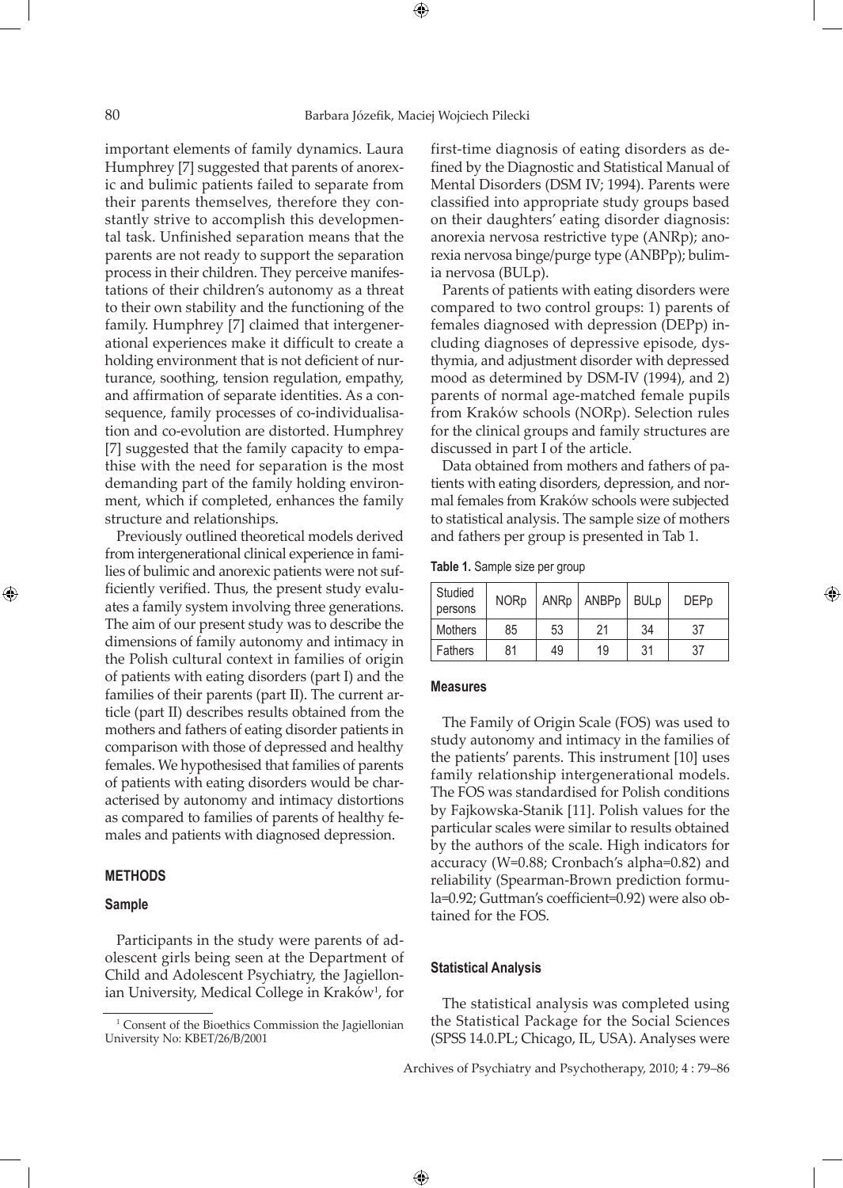important elements of family dynamics. Laura Humphrey [7] suggested that parents of anorexic and bulimic patients failed to separate from their parents themselves, therefore they constantly strive to accomplish this developmental task. Unfinished separation means that the parents are not ready to support the separation process in their children. They perceive manifestations of their children's autonomy as a threat to their own stability and the functioning of the family. Humphrey [7] claimed that intergenerational experiences make it difficult to create a holding environment that is not deficient of nurturance, soothing, tension regulation, empathy, and affirmation of separate identities. As a consequence, family processes of co-individualisation and co-evolution are distorted. Humphrey [7] suggested that the family capacity to empathise with the need for separation is the most demanding part of the family holding environment, which if completed, enhances the family structure and relationships.

Previously outlined theoretical models derived from intergenerational clinical experience in families of bulimic and anorexic patients were not sufficiently verified. Thus, the present study evaluates a family system involving three generations. The aim of our present study was to describe the dimensions of family autonomy and intimacy in the Polish cultural context in families of origin of patients with eating disorders (part I) and the families of their parents (part II). The current article (part II) describes results obtained from the mothers and fathers of eating disorder patients in comparison with those of depressed and healthy females. We hypothesised that families of parents of patients with eating disorders would be characterised by autonomy and intimacy distortions as compared to families of parents of healthy females and patients with diagnosed depression.

## METHODS

### Sample

Participants in the study were parents of adolescent girls being seen at the Department of Child and Adolescent Psychiatry, the Jagiellonian University, Medical College in Kraków[1], for first-time diagnosis of eating disorders as defined by the Diagnostic and Statistical Manual of Mental Disorders (DSM IV; 1994). Parents were classified into appropriate study groups based on their daughters' eating disorder diagnosis: anorexia nervosa restrictive type (ANRp); anorexia nervosa binge/purge type (ANBPp); bulimia nervosa (BULp).

Parents of patients with eating disorders were compared to two control groups: 1) parents of females diagnosed with depression (DEPp) including diagnoses of depressive episode, dysthymia, and adjustment disorder with depressed mood as determined by DSM-IV (1994), and 2) parents of normal age-matched female pupils from Kraków schools (NORp). Selection rules for the clinical groups and family structures are discussed in part I of the article.

Data obtained from mothers and fathers of patients with eating disorders, depression, and normal females from Kraków schools were subjected to statistical analysis. The sample size of mothers and fathers per group is presented in Tab 1.

**Table 1.** Sample size per group

| Studied persons | NORp | ANRp | ANBPp | BULp | DEPp |
|---|---|---|---|---|---|
| Mothers | 85 | 53 | 21 | 34 | 37 |
| Fathers | 81 | 49 | 19 | 31 | 37 |

### Measures

The Family of Origin Scale (FOS) was used to study autonomy and intimacy in the families of the patients' parents. This instrument [10] uses family relationship intergenerational models. The FOS was standardised for Polish conditions by Fajkowska-Stanik [11]. Polish values for the particular scales were similar to results obtained by the authors of the scale. High indicators for accuracy (W=0.88; Cronbach's alpha=0.82) and reliability (Spearman-Brown prediction formula=0.92; Guttman's coefficient=0.92) were also obtained for the FOS.

### Statistical Analysis

The statistical analysis was completed using the Statistical Package for the Social Sciences (SPSS 14.0.PL; Chicago, IL, USA). Analyses were

[1] Consent of the Bioethics Commission the Jagiellonian University No: KBET/26/B/2001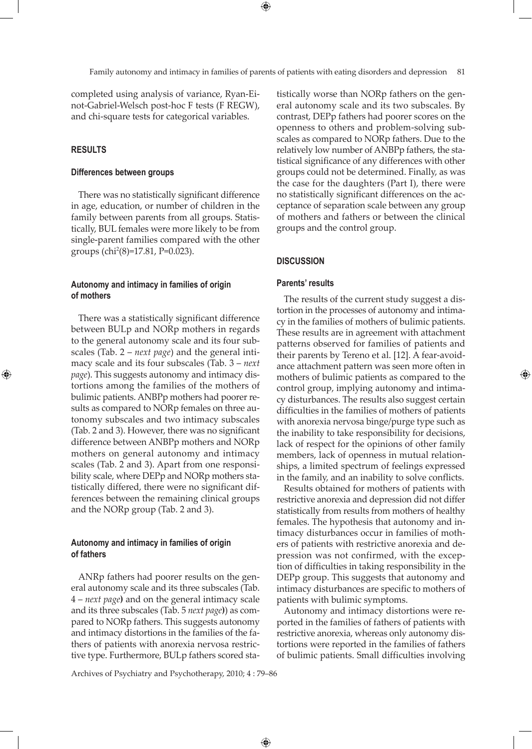completed using analysis of variance, Ryan-Einot-Gabriel-Welsch post-hoc F tests (F REGW), and chi-square tests for categorical variables.

## RESULTS

### Differences between groups

There was no statistically significant difference in age, education, or number of children in the family between parents from all groups. Statistically, BUL females were more likely to be from single-parent families compared with the other groups ($chi^2(8)=17.81$, $P=0.023$).

### Autonomy and intimacy in families of origin of mothers

There was a statistically significant difference between BULp and NORp mothers in regards to the general autonomy scale and its four subscales (Tab. 2 – *next page*) and the general intimacy scale and its four subscales (Tab. 3 – *next page*). This suggests autonomy and intimacy distortions among the families of the mothers of bulimic patients. ANBPp mothers had poorer results as compared to NORp females on three autonomy subscales and two intimacy subscales (Tab. 2 and 3). However, there was no significant difference between ANBPp mothers and NORp mothers on general autonomy and intimacy scales (Tab. 2 and 3). Apart from one responsibility scale, where DEPp and NORp mothers statistically differed, there were no significant differences between the remaining clinical groups and the NORp group (Tab. 2 and 3).

### Autonomy and intimacy in families of origin of fathers

ANRp fathers had poorer results on the general autonomy scale and its three subscales (Tab. 4 – *next page*) and on the general intimacy scale and its three subscales (Tab. 5 *next page*)) as compared to NORp fathers. This suggests autonomy and intimacy distortions in the families of the fathers of patients with anorexia nervosa restrictive type. Furthermore, BULp fathers scored statistically worse than NORp fathers on the general autonomy scale and its two subscales. By contrast, DEPp fathers had poorer scores on the openness to others and problem-solving subscales as compared to NORp fathers. Due to the relatively low number of ANBPp fathers, the statistical significance of any differences with other groups could not be determined. Finally, as was the case for the daughters (Part I), there were no statistically significant differences on the acceptance of separation scale between any group of mothers and fathers or between the clinical groups and the control group.

## DISCUSSION

### Parents' results

The results of the current study suggest a distortion in the processes of autonomy and intimacy in the families of mothers of bulimic patients. These results are in agreement with attachment patterns observed for families of patients and their parents by Tereno et al. [12]. A fear-avoidance attachment pattern was seen more often in mothers of bulimic patients as compared to the control group, implying autonomy and intimacy disturbances. The results also suggest certain difficulties in the families of mothers of patients with anorexia nervosa binge/purge type such as the inability to take responsibility for decisions, lack of respect for the opinions of other family members, lack of openness in mutual relationships, a limited spectrum of feelings expressed in the family, and an inability to solve conflicts.

Results obtained for mothers of patients with restrictive anorexia and depression did not differ statistically from results from mothers of healthy females. The hypothesis that autonomy and intimacy disturbances occur in families of mothers of patients with restrictive anorexia and depression was not confirmed, with the exception of difficulties in taking responsibility in the DEPp group. This suggests that autonomy and intimacy disturbances are specific to mothers of patients with bulimic symptoms.

Autonomy and intimacy distortions were reported in the families of fathers of patients with restrictive anorexia, whereas only autonomy distortions were reported in the families of fathers of bulimic patients. Small difficulties involving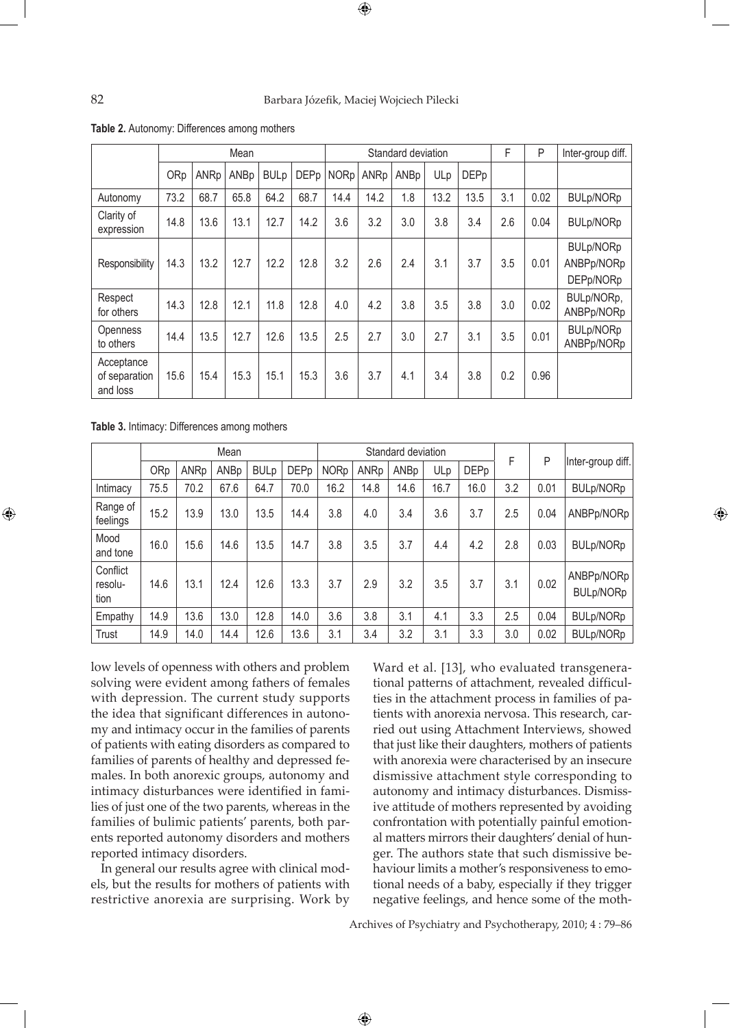**Table 2.** Autonomy: Differences among mothers

| | Mean | | | | | Standard deviation | | | | | F | P | Inter-group diff. |
|---|---|---|---|---|---|---|---|---|---|---|---|---|---|
| | ORp | ANRp | ANBp | BULp | DEPp | NORp | ANRp | ANBp | ULp | DEPp | | | |
| Autonomy | 73.2 | 68.7 | 65.8 | 64.2 | 68.7 | 14.4 | 14.2 | 1.8 | 13.2 | 13.5 | 3.1 | 0.02 | BULp/NORp |
| Clarity of expression | 14.8 | 13.6 | 13.1 | 12.7 | 14.2 | 3.6 | 3.2 | 3.0 | 3.8 | 3.4 | 2.6 | 0.04 | BULp/NORp |
| Responsibility | 14.3 | 13.2 | 12.7 | 12.2 | 12.8 | 3.2 | 2.6 | 2.4 | 3.1 | 3.7 | 3.5 | 0.01 | BULp/NORp ANBPp/NORp DEPp/NORp |
| Respect for others | 14.3 | 12.8 | 12.1 | 11.8 | 12.8 | 4.0 | 4.2 | 3.8 | 3.5 | 3.8 | 3.0 | 0.02 | BULp/NORp, ANBPp/NORp |
| Openness to others | 14.4 | 13.5 | 12.7 | 12.6 | 13.5 | 2.5 | 2.7 | 3.0 | 2.7 | 3.1 | 3.5 | 0.01 | BULp/NORp ANBPp/NORp |
| Acceptance of separation and loss | 15.6 | 15.4 | 15.3 | 15.1 | 15.3 | 3.6 | 3.7 | 4.1 | 3.4 | 3.8 | 0.2 | 0.96 | |

**Table 3.** Intimacy: Differences among mothers

| | Mean | | | | | Standard deviation | | | | | F | P | Inter-group diff. |
|---|---|---|---|---|---|---|---|---|---|---|---|---|---|
| | ORp | ANRp | ANBp | BULp | DEPp | NORp | ANRp | ANBp | ULp | DEPp | | | |
| Intimacy | 75.5 | 70.2 | 67.6 | 64.7 | 70.0 | 16.2 | 14.8 | 14.6 | 16.7 | 16.0 | 3.2 | 0.01 | BULp/NORp |
| Range of feelings | 15.2 | 13.9 | 13.0 | 13.5 | 14.4 | 3.8 | 4.0 | 3.4 | 3.6 | 3.7 | 2.5 | 0.04 | ANBPp/NORp |
| Mood and tone | 16.0 | 15.6 | 14.6 | 13.5 | 14.7 | 3.8 | 3.5 | 3.7 | 4.4 | 4.2 | 2.8 | 0.03 | BULp/NORp |
| Conflict resolu-tion | 14.6 | 13.1 | 12.4 | 12.6 | 13.3 | 3.7 | 2.9 | 3.2 | 3.5 | 3.7 | 3.1 | 0.02 | ANBPp/NORp BULp/NORp |
| Empathy | 14.9 | 13.6 | 13.0 | 12.8 | 14.0 | 3.6 | 3.8 | 3.1 | 4.1 | 3.3 | 2.5 | 0.04 | BULp/NORp |
| Trust | 14.9 | 14.0 | 14.4 | 12.6 | 13.6 | 3.1 | 3.4 | 3.2 | 3.1 | 3.3 | 3.0 | 0.02 | BULp/NORp |

low levels of openness with others and problem solving were evident among fathers of females with depression. The current study supports the idea that significant differences in autonomy and intimacy occur in the families of parents of patients with eating disorders as compared to families of parents of healthy and depressed females. In both anorexic groups, autonomy and intimacy disturbances were identified in families of just one of the two parents, whereas in the families of bulimic patients' parents, both parents reported autonomy disorders and mothers reported intimacy disorders.

In general our results agree with clinical models, but the results for mothers of patients with restrictive anorexia are surprising. Work by Ward et al. [13], who evaluated transgenerational patterns of attachment, revealed difficulties in the attachment process in families of patients with anorexia nervosa. This research, carried out using Attachment Interviews, showed that just like their daughters, mothers of patients with anorexia were characterised by an insecure dismissive attachment style corresponding to autonomy and intimacy disturbances. Dismissive attitude of mothers represented by avoiding confrontation with potentially painful emotional matters mirrors their daughters' denial of hunger. The authors state that such dismissive behaviour limits a mother's responsiveness to emotional needs of a baby, especially if they trigger negative feelings, and hence some of the moth-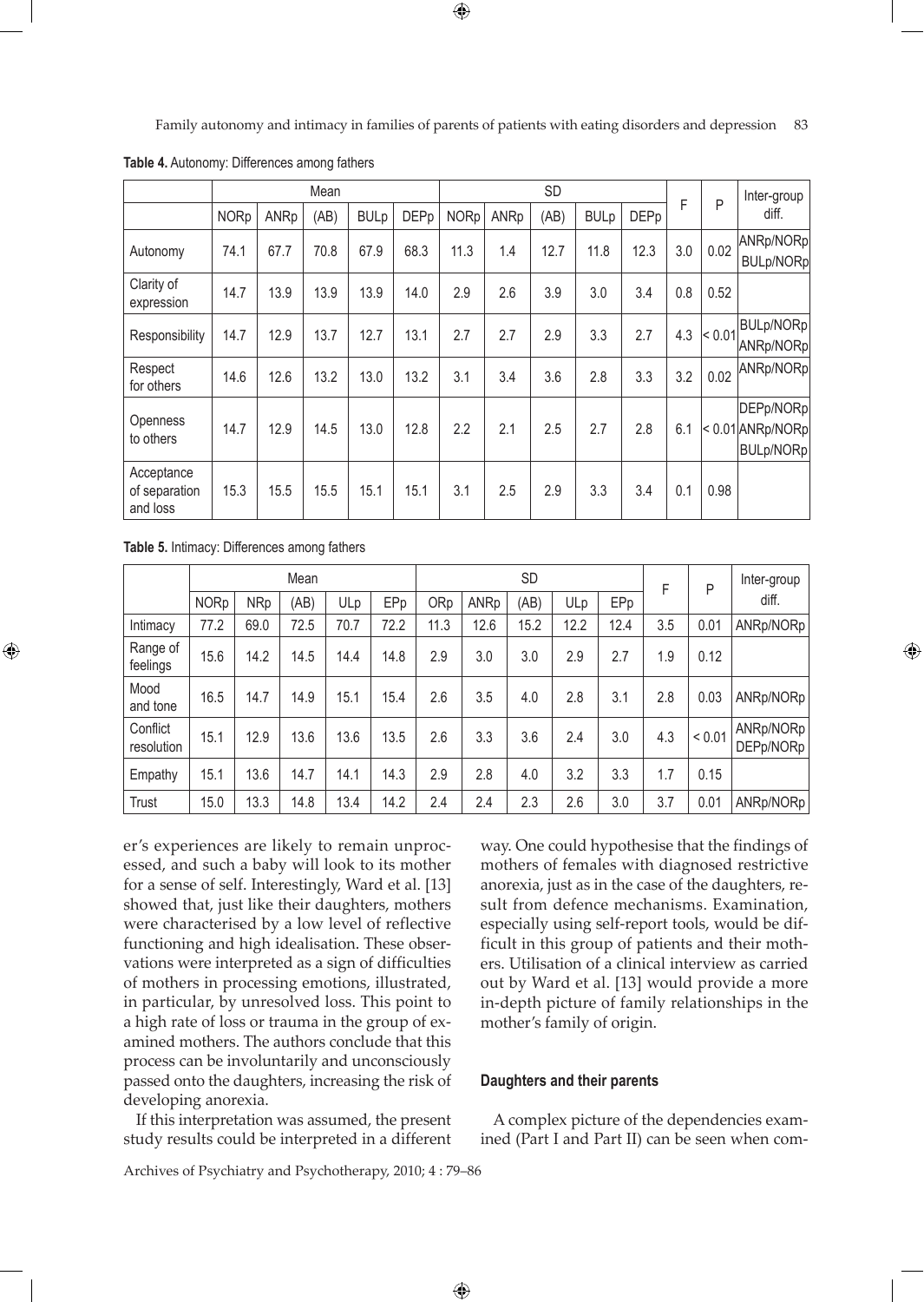**Table 4.** Autonomy: Differences among fathers

| | Mean | | | | | SD | | | | | F | P | Inter-group diff. |
|---|---|---|---|---|---|---|---|---|---|---|---|---|---|
| | NORp | ANRp | (AB) | BULp | DEPp | NORp | ANRp | (AB) | BULp | DEPp | | | |
| Autonomy | 74.1 | 67.7 | 70.8 | 67.9 | 68.3 | 11.3 | 1.4 | 12.7 | 11.8 | 12.3 | 3.0 | 0.02 | ANRp/NORp BULp/NORp |
| Clarity of expression | 14.7 | 13.9 | 13.9 | 13.9 | 14.0 | 2.9 | 2.6 | 3.9 | 3.0 | 3.4 | 0.8 | 0.52 | |
| Responsibility | 14.7 | 12.9 | 13.7 | 12.7 | 13.1 | 2.7 | 2.7 | 2.9 | 3.3 | 2.7 | 4.3 | < 0.01 | BULp/NORp ANRp/NORp |
| Respect for others | 14.6 | 12.6 | 13.2 | 13.0 | 13.2 | 3.1 | 3.4 | 3.6 | 2.8 | 3.3 | 3.2 | 0.02 | ANRp/NORp |
| Openness to others | 14.7 | 12.9 | 14.5 | 13.0 | 12.8 | 2.2 | 2.1 | 2.5 | 2.7 | 2.8 | 6.1 | < 0.01 | DEPp/NORp ANRp/NORp BULp/NORp |
| Acceptance of separation and loss | 15.3 | 15.5 | 15.5 | 15.1 | 15.1 | 3.1 | 2.5 | 2.9 | 3.3 | 3.4 | 0.1 | 0.98 | |

**Table 5.** Intimacy: Differences among fathers

| | Mean | | | | | SD | | | | | F | P | Inter-group diff. |
|---|---|---|---|---|---|---|---|---|---|---|---|---|---|
| | NORp | NRp | (AB) | ULp | EPp | ORp | ANRp | (AB) | ULp | EPp | | | |
| Intimacy | 77.2 | 69.0 | 72.5 | 70.7 | 72.2 | 11.3 | 12.6 | 15.2 | 12.2 | 12.4 | 3.5 | 0.01 | ANRp/NORp |
| Range of feelings | 15.6 | 14.2 | 14.5 | 14.4 | 14.8 | 2.9 | 3.0 | 3.0 | 2.9 | 2.7 | 1.9 | 0.12 | |
| Mood and tone | 16.5 | 14.7 | 14.9 | 15.1 | 15.4 | 2.6 | 3.5 | 4.0 | 2.8 | 3.1 | 2.8 | 0.03 | ANRp/NORp |
| Conflict resolution | 15.1 | 12.9 | 13.6 | 13.6 | 13.5 | 2.6 | 3.3 | 3.6 | 2.4 | 3.0 | 4.3 | < 0.01 | ANRp/NORp DEPp/NORp |
| Empathy | 15.1 | 13.6 | 14.7 | 14.1 | 14.3 | 2.9 | 2.8 | 4.0 | 3.2 | 3.3 | 1.7 | 0.15 | |
| Trust | 15.0 | 13.3 | 14.8 | 13.4 | 14.2 | 2.4 | 2.4 | 2.3 | 2.6 | 3.0 | 3.7 | 0.01 | ANRp/NORp |

er's experiences are likely to remain unprocessed, and such a baby will look to its mother for a sense of self. Interestingly, Ward et al. [13] showed that, just like their daughters, mothers were characterised by a low level of reflective functioning and high idealisation. These observations were interpreted as a sign of difficulties of mothers in processing emotions, illustrated, in particular, by unresolved loss. This point to a high rate of loss or trauma in the group of examined mothers. The authors conclude that this process can be involuntarily and unconsciously passed onto the daughters, increasing the risk of developing anorexia.

If this interpretation was assumed, the present study results could be interpreted in a different way. One could hypothesise that the findings of mothers of females with diagnosed restrictive anorexia, just as in the case of the daughters, result from defence mechanisms. Examination, especially using self-report tools, would be difficult in this group of patients and their mothers. Utilisation of a clinical interview as carried out by Ward et al. [13] would provide a more in-depth picture of family relationships in the mother's family of origin.

### Daughters and their parents

A complex picture of the dependencies examined (Part I and Part II) can be seen when com-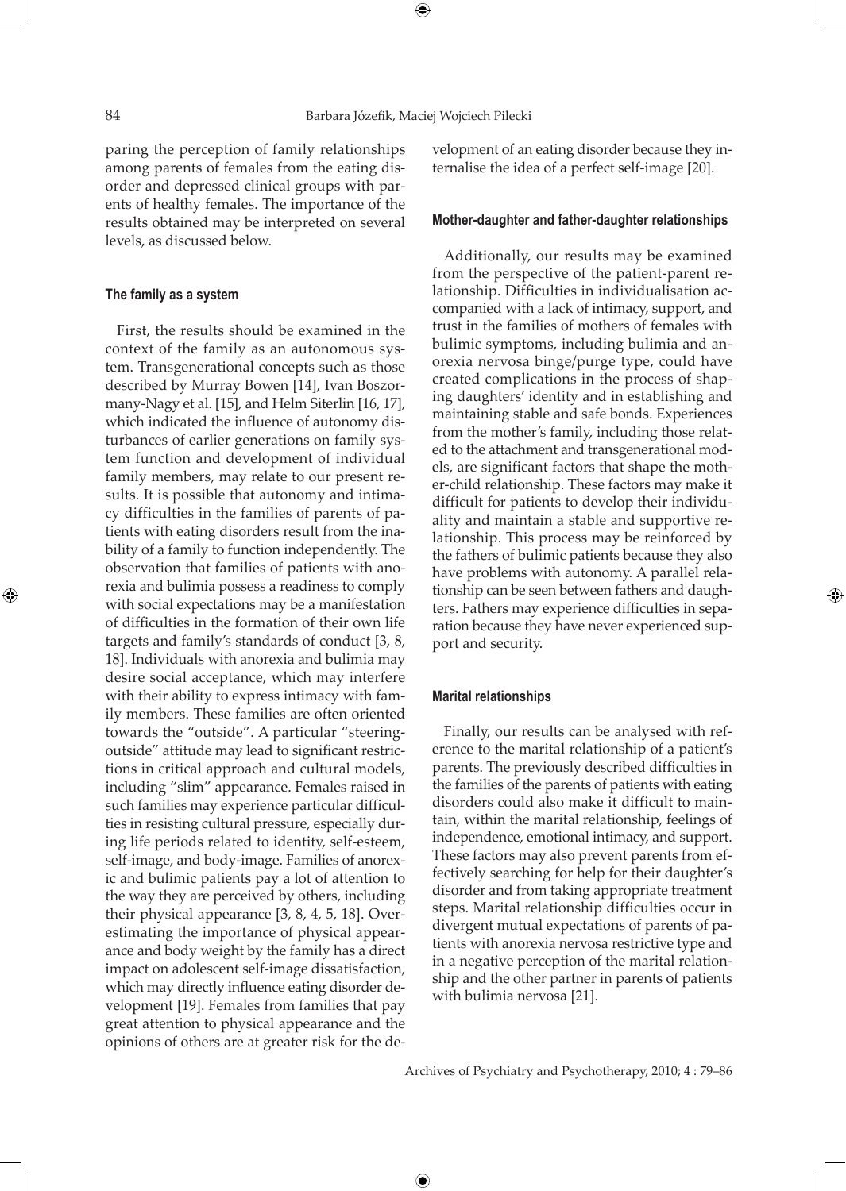paring the perception of family relationships among parents of females from the eating disorder and depressed clinical groups with parents of healthy females. The importance of the results obtained may be interpreted on several levels, as discussed below.

#### The family as a system

First, the results should be examined in the context of the family as an autonomous system. Transgenerational concepts such as those described by Murray Bowen [14], Ivan Boszormany-Nagy et al. [15], and Helm Siterlin [16, 17], which indicated the influence of autonomy disturbances of earlier generations on family system function and development of individual family members, may relate to our present results. It is possible that autonomy and intimacy difficulties in the families of parents of patients with eating disorders result from the inability of a family to function independently. The observation that families of patients with anorexia and bulimia possess a readiness to comply with social expectations may be a manifestation of difficulties in the formation of their own life targets and family's standards of conduct [3, 8, 18]. Individuals with anorexia and bulimia may desire social acceptance, which may interfere with their ability to express intimacy with family members. These families are often oriented towards the "outside". A particular "steering-outside" attitude may lead to significant restrictions in critical approach and cultural models, including "slim" appearance. Females raised in such families may experience particular difficulties in resisting cultural pressure, especially during life periods related to identity, self-esteem, self-image, and body-image. Families of anorexic and bulimic patients pay a lot of attention to the way they are perceived by others, including their physical appearance [3, 8, 4, 5, 18]. Overestimating the importance of physical appearance and body weight by the family has a direct impact on adolescent self-image dissatisfaction, which may directly influence eating disorder development [19]. Females from families that pay great attention to physical appearance and the opinions of others are at greater risk for the development of an eating disorder because they internalise the idea of a perfect self-image [20].

#### Mother-daughter and father-daughter relationships

Additionally, our results may be examined from the perspective of the patient-parent relationship. Difficulties in individualisation accompanied with a lack of intimacy, support, and trust in the families of mothers of females with bulimic symptoms, including bulimia and anorexia nervosa binge/purge type, could have created complications in the process of shaping daughters' identity and in establishing and maintaining stable and safe bonds. Experiences from the mother's family, including those related to the attachment and transgenerational models, are significant factors that shape the mother-child relationship. These factors may make it difficult for patients to develop their individuality and maintain a stable and supportive relationship. This process may be reinforced by the fathers of bulimic patients because they also have problems with autonomy. A parallel relationship can be seen between fathers and daughters. Fathers may experience difficulties in separation because they have never experienced support and security.

#### Marital relationships

Finally, our results can be analysed with reference to the marital relationship of a patient's parents. The previously described difficulties in the families of the parents of patients with eating disorders could also make it difficult to maintain, within the marital relationship, feelings of independence, emotional intimacy, and support. These factors may also prevent parents from effectively searching for help for their daughter's disorder and from taking appropriate treatment steps. Marital relationship difficulties occur in divergent mutual expectations of parents of patients with anorexia nervosa restrictive type and in a negative perception of the marital relationship and the other partner in parents of patients with bulimia nervosa [21].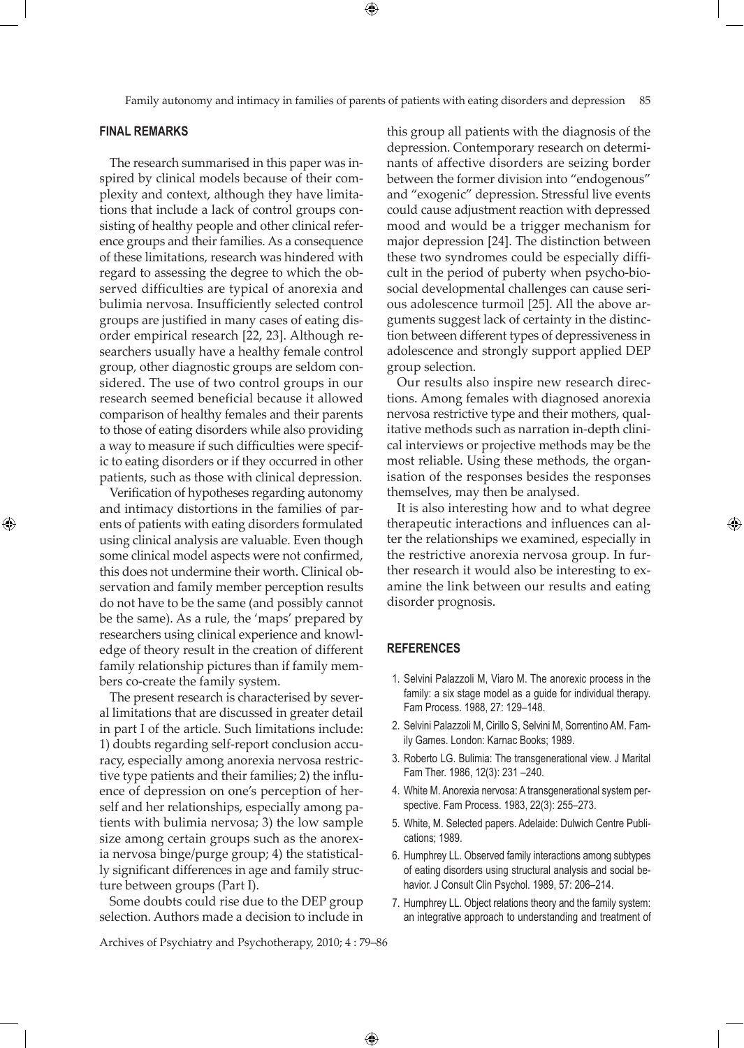## FINAL REMARKS

The research summarised in this paper was inspired by clinical models because of their complexity and context, although they have limitations that include a lack of control groups consisting of healthy people and other clinical reference groups and their families. As a consequence of these limitations, research was hindered with regard to assessing the degree to which the observed difficulties are typical of anorexia and bulimia nervosa. Insufficiently selected control groups are justified in many cases of eating disorder empirical research [22, 23]. Although researchers usually have a healthy female control group, other diagnostic groups are seldom considered. The use of two control groups in our research seemed beneficial because it allowed comparison of healthy females and their parents to those of eating disorders while also providing a way to measure if such difficulties were specific to eating disorders or if they occurred in other patients, such as those with clinical depression.

Verification of hypotheses regarding autonomy and intimacy distortions in the families of parents of patients with eating disorders formulated using clinical analysis are valuable. Even though some clinical model aspects were not confirmed, this does not undermine their worth. Clinical observation and family member perception results do not have to be the same (and possibly cannot be the same). As a rule, the 'maps' prepared by researchers using clinical experience and knowledge of theory result in the creation of different family relationship pictures than if family members co-create the family system.

The present research is characterised by several limitations that are discussed in greater detail in part I of the article. Such limitations include: 1) doubts regarding self-report conclusion accuracy, especially among anorexia nervosa restrictive type patients and their families; 2) the influence of depression on one's perception of herself and her relationships, especially among patients with bulimia nervosa; 3) the low sample size among certain groups such as the anorexia nervosa binge/purge group; 4) the statistically significant differences in age and family structure between groups (Part I).

Some doubts could rise due to the DEP group selection. Authors made a decision to include in this group all patients with the diagnosis of the depression. Contemporary research on determinants of affective disorders are seizing border between the former division into "endogenous" and "exogenic" depression. Stressful live events could cause adjustment reaction with depressed mood and would be a trigger mechanism for major depression [24]. The distinction between these two syndromes could be especially difficult in the period of puberty when psycho-biosocial developmental challenges can cause serious adolescence turmoil [25]. All the above arguments suggest lack of certainty in the distinction between different types of depressiveness in adolescence and strongly support applied DEP group selection.

Our results also inspire new research directions. Among females with diagnosed anorexia nervosa restrictive type and their mothers, qualitative methods such as narration in-depth clinical interviews or projective methods may be the most reliable. Using these methods, the organisation of the responses besides the responses themselves, may then be analysed.

It is also interesting how and to what degree therapeutic interactions and influences can alter the relationships we examined, especially in the restrictive anorexia nervosa group. In further research it would also be interesting to examine the link between our results and eating disorder prognosis.

## REFERENCES

1. Selvini Palazzoli M, Viaro M. The anorexic process in the family: a six stage model as a guide for individual therapy. Fam Process. 1988, 27: 129–148.
2. Selvini Palazzoli M, Cirillo S, Selvini M, Sorrentino AM. Family Games. London: Karnac Books; 1989.
3. Roberto LG. Bulimia: The transgenerational view. J Marital Fam Ther. 1986, 12(3): 231 –240.
4. White M. Anorexia nervosa: A transgenerational system perspective. Fam Process. 1983, 22(3): 255–273.
5. White, M. Selected papers. Adelaide: Dulwich Centre Publications; 1989.
6. Humphrey LL. Observed family interactions among subtypes of eating disorders using structural analysis and social behavior. J Consult Clin Psychol. 1989, 57: 206–214.
7. Humphrey LL. Object relations theory and the family system: an integrative approach to understanding and treatment of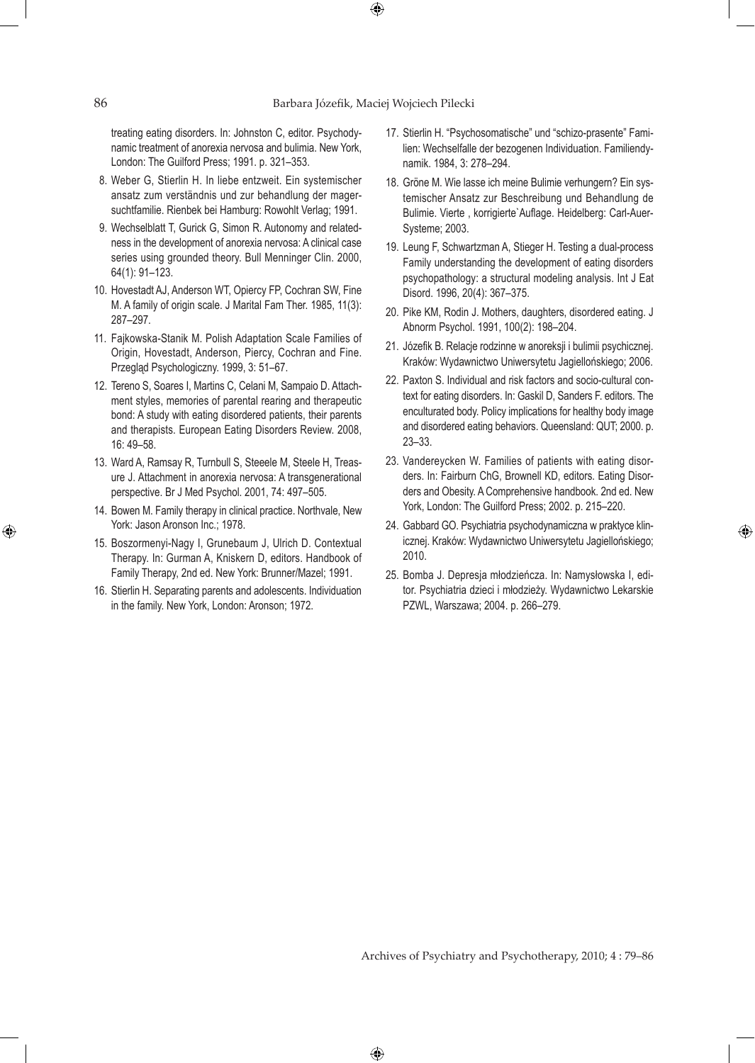treating eating disorders. In: Johnston C, editor. Psychodynamic treatment of anorexia nervosa and bulimia. New York, London: The Guilford Press; 1991. p. 321–353.

8. Weber G, Stierlin H. In liebe entzweit. Ein systemischer ansatz zum verständnis und zur behandlung der magersuchtfamilie. Rienbek bei Hamburg: Rowohlt Verlag; 1991.
9. Wechselblatt T, Gurick G, Simon R. Autonomy and relatedness in the development of anorexia nervosa: A clinical case series using grounded theory. Bull Menninger Clin. 2000, 64(1): 91–123.
10. Hovestadt AJ, Anderson WT, Opiercy FP, Cochran SW, Fine M. A family of origin scale. J Marital Fam Ther. 1985, 11(3): 287–297.
11. Fajkowska-Stanik M. Polish Adaptation Scale Families of Origin, Hovestadt, Anderson, Piercy, Cochran and Fine. Przegląd Psychologiczny. 1999, 3: 51–67.
12. Tereno S, Soares I, Martins C, Celani M, Sampaio D. Attachment styles, memories of parental rearing and therapeutic bond: A study with eating disordered patients, their parents and therapists. European Eating Disorders Review. 2008, 16: 49–58.
13. Ward A, Ramsay R, Turnbull S, Steeele M, Steele H, Treasure J. Attachment in anorexia nervosa: A transgenerational perspective. Br J Med Psychol. 2001, 74: 497–505.
14. Bowen M. Family therapy in clinical practice. Northvale, New York: Jason Aronson Inc.; 1978.
15. Boszormenyi-Nagy I, Grunebaum J, Ulrich D. Contextual Therapy. In: Gurman A, Kniskern D, editors. Handbook of Family Therapy, 2nd ed. New York: Brunner/Mazel; 1991.
16. Stierlin H. Separating parents and adolescents. Individuation in the family. New York, London: Aronson; 1972.
17. Stierlin H. "Psychosomatische" und "schizo-prasente" Familien: Wechselfalle der bezogenen Individuation. Familiendynamik. 1984, 3: 278–294.
18. Gröne M. Wie lasse ich meine Bulimie verhungern? Ein systemischer Ansatz zur Beschreibung und Behandlung de Bulimie. Vierte , korrigierte`Auflage. Heidelberg: Carl-Auer-Systeme; 2003.
19. Leung F, Schwartzman A, Stieger H. Testing a dual-process Family understanding the development of eating disorders psychopathology: a structural modeling analysis. Int J Eat Disord. 1996, 20(4): 367–375.
20. Pike KM, Rodin J. Mothers, daughters, disordered eating. J Abnorm Psychol. 1991, 100(2): 198–204.
21. Józefik B. Relacje rodzinne w anoreksji i bulimii psychicznej. Kraków: Wydawnictwo Uniwersytetu Jagiellońskiego; 2006.
22. Paxton S. Individual and risk factors and socio-cultural context for eating disorders. In: Gaskil D, Sanders F. editors. The enculturated body. Policy implications for healthy body image and disordered eating behaviors. Queensland: QUT; 2000. p. 23–33.
23. Vandereycken W. Families of patients with eating disorders. In: Fairburn ChG, Brownell KD, editors. Eating Disorders and Obesity. A Comprehensive handbook. 2nd ed. New York, London: The Guilford Press; 2002. p. 215–220.
24. Gabbard GO. Psychiatria psychodynamiczna w praktyce klinicznej. Kraków: Wydawnictwo Uniwersytetu Jagiellońskiego; 2010.
25. Bomba J. Depresja młodzieńcza. In: Namysłowska I, editor. Psychiatria dzieci i młodzieży. Wydawnictwo Lekarskie PZWL, Warszawa; 2004. p. 266–279.